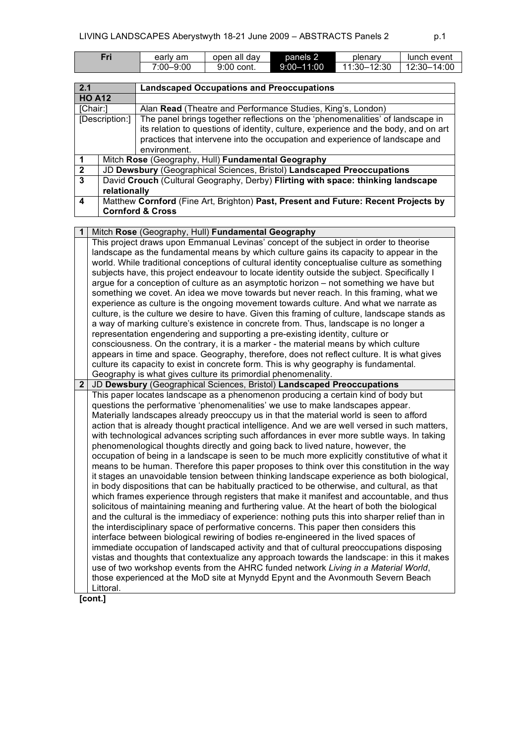| Fri | early am | open all day | panels 2 | plenary | lunch event |
|---|---|---|---|---|---|
| | 7:00–9:00 | 9:00 cont. | 9:00–11:00 | 11:30–12:30 | 12:30–14:00 |

| 2.1 | **Landscaped Occupations and Preoccupations** |
|---|---|
| **HO A12** | |
| [Chair:] | Alan **Read** (Theatre and Performance Studies, King's, London) |
| [Description:] | The panel brings together reflections on the 'phenomenalities' of landscape in its relation to questions of identity, culture, experience and the body, and on art practices that intervene into the occupation and experience of landscape and environment. |
| **1** | Mitch **Rose** (Geography, Hull) **Fundamental Geography** |
| **2** | JD **Dewsbury** (Geographical Sciences, Bristol) **Landscaped Preoccupations** |
| **3** | David **Crouch** (Cultural Geography, Derby) **Flirting with space: thinking landscape relationally** |
| **4** | Matthew **Cornford** (Fine Art, Brighton) **Past, Present and Future: Recent Projects by Cornford & Cross** |

**1** Mitch **Rose** (Geography, Hull) **Fundamental Geography**

This project draws upon Emmanual Levinas' concept of the subject in order to theorise landscape as the fundamental means by which culture gains its capacity to appear in the world. While traditional conceptions of cultural identity conceptualise culture as something subjects have, this project endeavour to locate identity outside the subject. Specifically I argue for a conception of culture as an asymptotic horizon – not something we have but something we covet. An idea we move towards but never reach. In this framing, what we experience as culture is the ongoing movement towards culture. And what we narrate as culture, is the culture we desire to have. Given this framing of culture, landscape stands as a way of marking culture's existence in concrete from. Thus, landscape is no longer a representation engendering and supporting a pre-existing identity, culture or consciousness. On the contrary, it is a marker - the material means by which culture appears in time and space. Geography, therefore, does not reflect culture. It is what gives culture its capacity to exist in concrete form. This is why geography is fundamental. Geography is what gives culture its primordial phenomenality.

**2** JD **Dewsbury** (Geographical Sciences, Bristol) **Landscaped Preoccupations**

This paper locates landscape as a phenomenon producing a certain kind of body but questions the performative 'phenomenalities' we use to make landscapes appear. Materially landscapes already preoccupy us in that the material world is seen to afford action that is already thought practical intelligence. And we are well versed in such matters, with technological advances scripting such affordances in ever more subtle ways. In taking phenomenological thoughts directly and going back to lived nature, however, the occupation of being in a landscape is seen to be much more explicitly constitutive of what it means to be human. Therefore this paper proposes to think over this constitution in the way it stages an unavoidable tension between thinking landscape experience as both biological, in body dispositions that can be habitually practiced to be otherwise, and cultural, as that which frames experience through registers that make it manifest and accountable, and thus solicitous of maintaining meaning and furthering value. At the heart of both the biological and the cultural is the immediacy of experience: nothing puts this into sharper relief than in the interdisciplinary space of performative concerns. This paper then considers this interface between biological rewiring of bodies re-engineered in the lived spaces of immediate occupation of landscaped activity and that of cultural preoccupations disposing vistas and thoughts that contextualize any approach towards the landscape: in this it makes use of two workshop events from the AHRC funded network *Living in a Material World*, those experienced at the MoD site at Mynydd Epynt and the Avonmouth Severn Beach Littoral.

**[cont.]**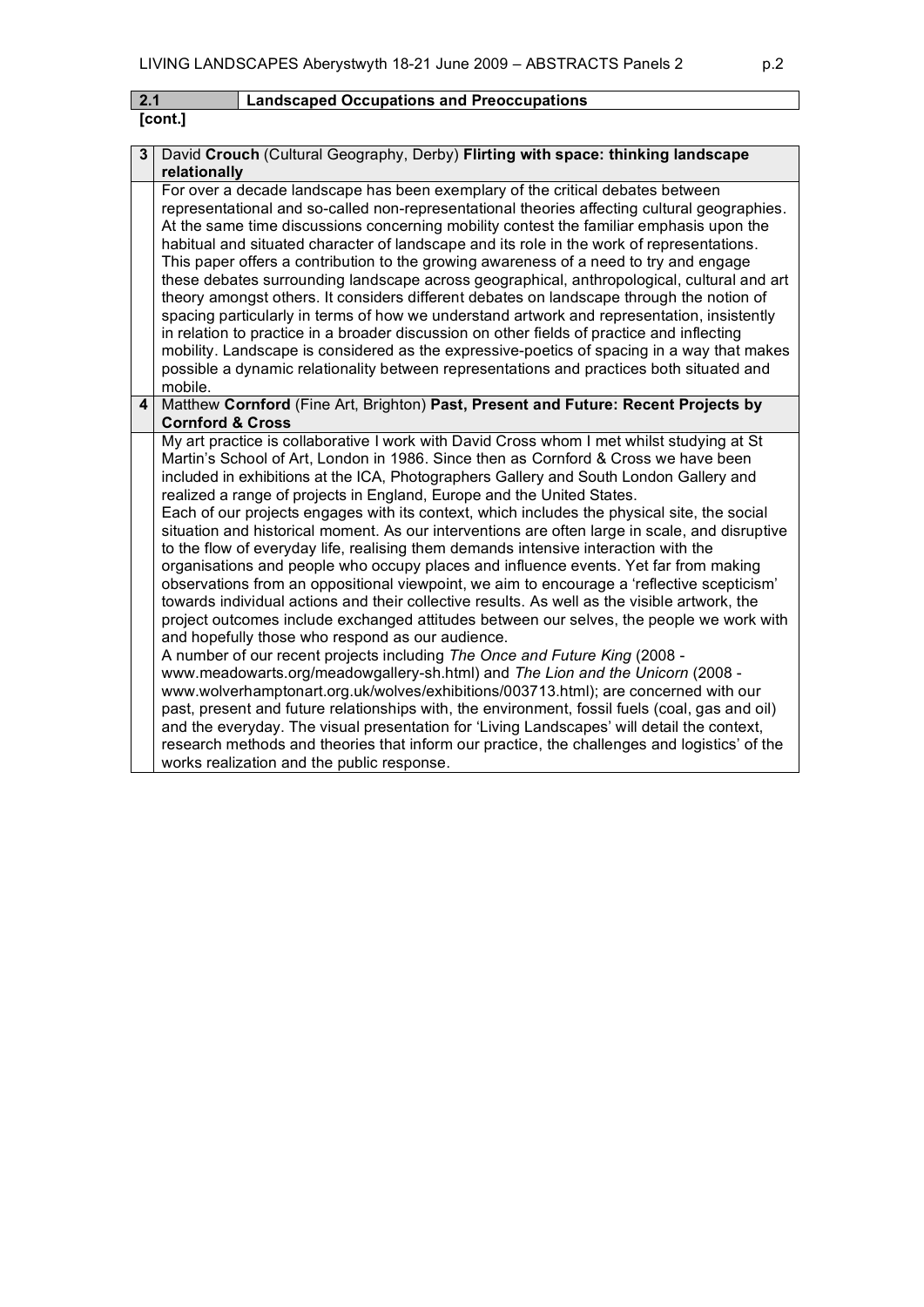| 2.1 | Landscaped Occupations and Preoccupations |
|---|---|

**[cont.]**

| | |
|---|---|
| **3** | David **Crouch** (Cultural Geography, Derby) **Flirting with space: thinking landscape relationally** |
| | For over a decade landscape has been exemplary of the critical debates between representational and so-called non-representational theories affecting cultural geographies. At the same time discussions concerning mobility contest the familiar emphasis upon the habitual and situated character of landscape and its role in the work of representations. This paper offers a contribution to the growing awareness of a need to try and engage these debates surrounding landscape across geographical, anthropological, cultural and art theory amongst others. It considers different debates on landscape through the notion of spacing particularly in terms of how we understand artwork and representation, insistently in relation to practice in a broader discussion on other fields of practice and inflecting mobility. Landscape is considered as the expressive-poetics of spacing in a way that makes possible a dynamic relationality between representations and practices both situated and mobile. |
| **4** | Matthew **Cornford** (Fine Art, Brighton) **Past, Present and Future: Recent Projects by Cornford & Cross** |
| | My art practice is collaborative I work with David Cross whom I met whilst studying at St Martin's School of Art, London in 1986. Since then as Cornford & Cross we have been included in exhibitions at the ICA, Photographers Gallery and South London Gallery and realized a range of projects in England, Europe and the United States.<br>Each of our projects engages with its context, which includes the physical site, the social situation and historical moment. As our interventions are often large in scale, and disruptive to the flow of everyday life, realising them demands intensive interaction with the organisations and people who occupy places and influence events. Yet far from making observations from an oppositional viewpoint, we aim to encourage a 'reflective scepticism' towards individual actions and their collective results. As well as the visible artwork, the project outcomes include exchanged attitudes between our selves, the people we work with and hopefully those who respond as our audience.<br>A number of our recent projects including *The Once and Future King* (2008 - www.meadowarts.org/meadowgallery-sh.html) and *The Lion and the Unicorn* (2008 - www.wolverhamptonart.org.uk/wolves/exhibitions/003713.html); are concerned with our past, present and future relationships with, the environment, fossil fuels (coal, gas and oil) and the everyday. The visual presentation for 'Living Landscapes' will detail the context, research methods and theories that inform our practice, the challenges and logistics' of the works realization and the public response. |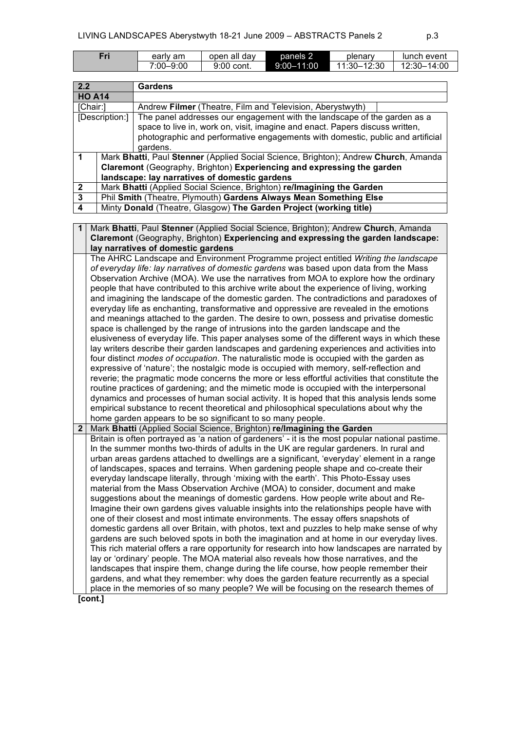| Fri | early am | open all day | panels 2 | plenary | lunch event |
|---|---|---|---|---|---|
| | 7:00–9:00 | 9:00 cont. | 9:00–11:00 | 11:30–12:30 | 12:30–14:00 |

| 2.2 | Gardens |
|---|---|
| HO A14 | |
| [Chair:] | Andrew **Filmer** (Theatre, Film and Television, Aberystwyth) |
| [Description:] | The panel addresses our engagement with the landscape of the garden as a space to live in, work on, visit, imagine and enact. Papers discuss written, photographic and performative engagements with domestic, public and artificial gardens. |
| 1 | Mark **Bhatti**, Paul **Stenner** (Applied Social Science, Brighton); Andrew **Church**, Amanda **Claremont** (Geography, Brighton) **Experiencing and expressing the garden landscape: lay narratives of domestic gardens** |
| 2 | Mark **Bhatti** (Applied Social Science, Brighton) **re/Imagining the Garden** |
| 3 | Phil **Smith** (Theatre, Plymouth) **Gardens Always Mean Something Else** |
| 4 | Minty **Donald** (Theatre, Glasgow) **The Garden Project (working title)** |

**1** Mark **Bhatti**, Paul **Stenner** (Applied Social Science, Brighton); Andrew **Church**, Amanda **Claremont** (Geography, Brighton) **Experiencing and expressing the garden landscape: lay narratives of domestic gardens**

The AHRC Landscape and Environment Programme project entitled *Writing the landscape of everyday life: lay narratives of domestic gardens* was based upon data from the Mass Observation Archive (MOA). We use the narratives from MOA to explore how the ordinary people that have contributed to this archive write about the experience of living, working and imagining the landscape of the domestic garden. The contradictions and paradoxes of everyday life as enchanting, transformative and oppressive are revealed in the emotions and meanings attached to the garden. The desire to own, possess and privatise domestic space is challenged by the range of intrusions into the garden landscape and the elusiveness of everyday life. This paper analyses some of the different ways in which these lay writers describe their garden landscapes and gardening experiences and activities into four distinct *modes of occupation*. The naturalistic mode is occupied with the garden as expressive of 'nature'; the nostalgic mode is occupied with memory, self-reflection and reverie; the pragmatic mode concerns the more or less effortful activities that constitute the routine practices of gardening; and the mimetic mode is occupied with the interpersonal dynamics and processes of human social activity. It is hoped that this analysis lends some empirical substance to recent theoretical and philosophical speculations about why the home garden appears to be so significant to so many people.

**2** Mark **Bhatti** (Applied Social Science, Brighton) **re/Imagining the Garden**

Britain is often portrayed as 'a nation of gardeners' - it is the most popular national pastime. In the summer months two-thirds of adults in the UK are regular gardeners. In rural and urban areas gardens attached to dwellings are a significant, 'everyday' element in a range of landscapes, spaces and terrains. When gardening people shape and co-create their everyday landscape literally, through 'mixing with the earth'. This Photo-Essay uses material from the Mass Observation Archive (MOA) to consider, document and make suggestions about the meanings of domestic gardens. How people write about and Re-Imagine their own gardens gives valuable insights into the relationships people have with one of their closest and most intimate environments. The essay offers snapshots of domestic gardens all over Britain, with photos, text and puzzles to help make sense of why gardens are such beloved spots in both the imagination and at home in our everyday lives. This rich material offers a rare opportunity for research into how landscapes are narrated by lay or 'ordinary' people. The MOA material also reveals how those narratives, and the landscapes that inspire them, change during the life course, how people remember their gardens, and what they remember: why does the garden feature recurrently as a special place in the memories of so many people? We will be focusing on the research themes of

**[cont.]**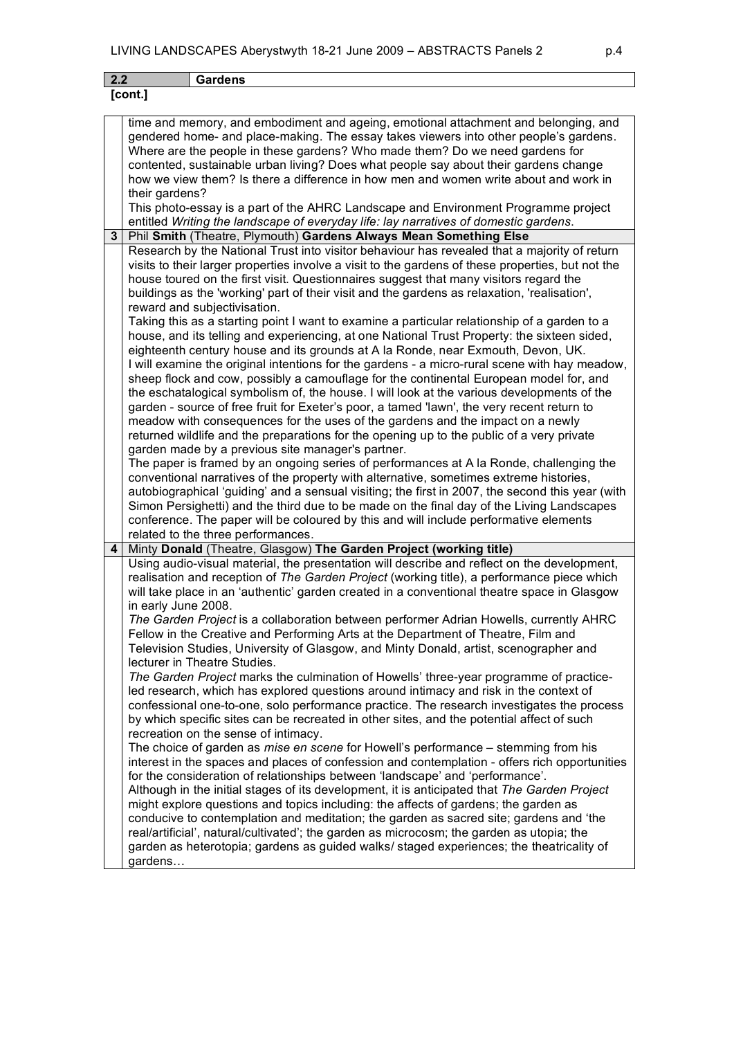## 2.2 Gardens

**[cont.]**

time and memory, and embodiment and ageing, emotional attachment and belonging, and gendered home- and place-making. The essay takes viewers into other people's gardens. Where are the people in these gardens? Who made them? Do we need gardens for contented, sustainable urban living? Does what people say about their gardens change how we view them? Is there a difference in how men and women write about and work in their gardens?

This photo-essay is a part of the AHRC Landscape and Environment Programme project entitled *Writing the landscape of everyday life: lay narratives of domestic gardens*.

### 3 Phil **Smith** (Theatre, Plymouth) **Gardens Always Mean Something Else**

Research by the National Trust into visitor behaviour has revealed that a majority of return visits to their larger properties involve a visit to the gardens of these properties, but not the house toured on the first visit. Questionnaires suggest that many visitors regard the buildings as the 'working' part of their visit and the gardens as relaxation, 'realisation', reward and subjectivisation.

Taking this as a starting point I want to examine a particular relationship of a garden to a house, and its telling and experiencing, at one National Trust Property: the sixteen sided, eighteenth century house and its grounds at A la Ronde, near Exmouth, Devon, UK.

I will examine the original intentions for the gardens - a micro-rural scene with hay meadow, sheep flock and cow, possibly a camouflage for the continental European model for, and the eschatalogical symbolism of, the house. I will look at the various developments of the garden - source of free fruit for Exeter's poor, a tamed 'lawn', the very recent return to meadow with consequences for the uses of the gardens and the impact on a newly returned wildlife and the preparations for the opening up to the public of a very private garden made by a previous site manager's partner.

The paper is framed by an ongoing series of performances at A la Ronde, challenging the conventional narratives of the property with alternative, sometimes extreme histories, autobiographical 'guiding' and a sensual visiting; the first in 2007, the second this year (with Simon Persighetti) and the third due to be made on the final day of the Living Landscapes conference. The paper will be coloured by this and will include performative elements related to the three performances.

### 4 Minty **Donald** (Theatre, Glasgow) **The Garden Project (working title)**

Using audio-visual material, the presentation will describe and reflect on the development, realisation and reception of *The Garden Project* (working title), a performance piece which will take place in an 'authentic' garden created in a conventional theatre space in Glasgow in early June 2008.

*The Garden Project* is a collaboration between performer Adrian Howells, currently AHRC Fellow in the Creative and Performing Arts at the Department of Theatre, Film and Television Studies, University of Glasgow, and Minty Donald, artist, scenographer and lecturer in Theatre Studies.

*The Garden Project* marks the culmination of Howells' three-year programme of practice-led research, which has explored questions around intimacy and risk in the context of confessional one-to-one, solo performance practice. The research investigates the process by which specific sites can be recreated in other sites, and the potential affect of such recreation on the sense of intimacy.

The choice of garden as *mise en scene* for Howell's performance – stemming from his interest in the spaces and places of confession and contemplation - offers rich opportunities for the consideration of relationships between 'landscape' and 'performance'.

Although in the initial stages of its development, it is anticipated that *The Garden Project* might explore questions and topics including: the affects of gardens; the garden as conducive to contemplation and meditation; the garden as sacred site; gardens and 'the real/artificial', natural/cultivated'; the garden as microcosm; the garden as utopia; the garden as heterotopia; gardens as guided walks/ staged experiences; the theatricality of gardens…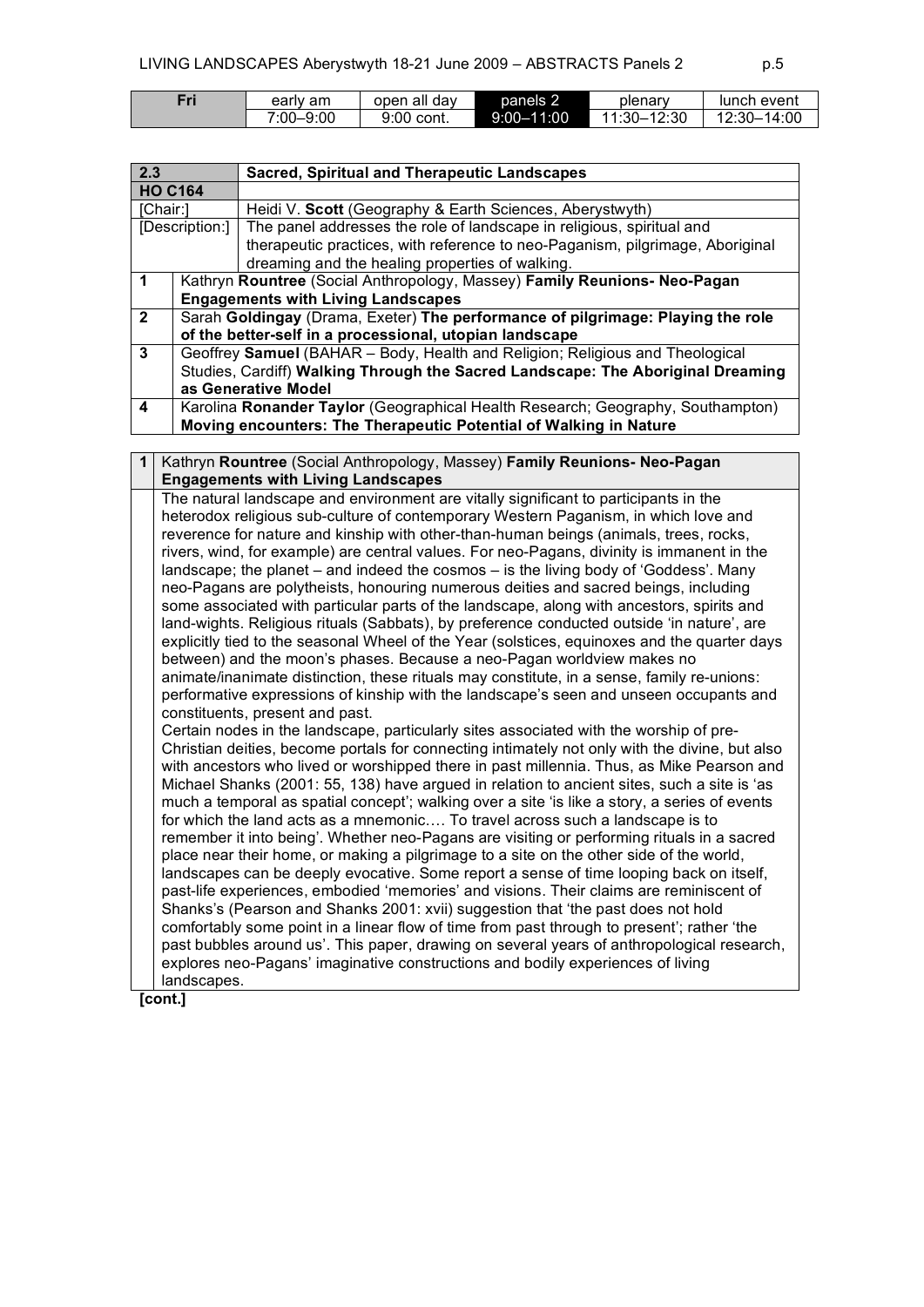| Fri | early am | open all day | panels 2 | plenary | lunch event |
|---|---|---|---|---|---|
| | 7:00–9:00 | 9:00 cont. | 9:00–11:00 | 11:30–12:30 | 12:30–14:00 |

| **2.3** | **Sacred, Spiritual and Therapeutic Landscapes** |
|---|---|
| **HO C164** | |
| [Chair:] | Heidi V. **Scott** (Geography & Earth Sciences, Aberystwyth) |
| [Description:] | The panel addresses the role of landscape in religious, spiritual and therapeutic practices, with reference to neo-Paganism, pilgrimage, Aboriginal dreaming and the healing properties of walking. |
| **1** | Kathryn **Rountree** (Social Anthropology, Massey) **Family Reunions- Neo-Pagan Engagements with Living Landscapes** |
| **2** | Sarah **Goldingay** (Drama, Exeter) **The performance of pilgrimage: Playing the role of the better-self in a processional, utopian landscape** |
| **3** | Geoffrey **Samuel** (BAHAR – Body, Health and Religion; Religious and Theological Studies, Cardiff) **Walking Through the Sacred Landscape: The Aboriginal Dreaming as Generative Model** |
| **4** | Karolina **Ronander Taylor** (Geographical Health Research; Geography, Southampton) **Moving encounters: The Therapeutic Potential of Walking in Nature** |

**1** Kathryn **Rountree** (Social Anthropology, Massey) **Family Reunions- Neo-Pagan Engagements with Living Landscapes**

The natural landscape and environment are vitally significant to participants in the heterodox religious sub-culture of contemporary Western Paganism, in which love and reverence for nature and kinship with other-than-human beings (animals, trees, rocks, rivers, wind, for example) are central values. For neo-Pagans, divinity is immanent in the landscape; the planet – and indeed the cosmos – is the living body of 'Goddess'. Many neo-Pagans are polytheists, honouring numerous deities and sacred beings, including some associated with particular parts of the landscape, along with ancestors, spirits and land-wights. Religious rituals (Sabbats), by preference conducted outside 'in nature', are explicitly tied to the seasonal Wheel of the Year (solstices, equinoxes and the quarter days between) and the moon's phases. Because a neo-Pagan worldview makes no animate/inanimate distinction, these rituals may constitute, in a sense, family re-unions: performative expressions of kinship with the landscape's seen and unseen occupants and constituents, present and past.

Certain nodes in the landscape, particularly sites associated with the worship of pre-Christian deities, become portals for connecting intimately not only with the divine, but also with ancestors who lived or worshipped there in past millennia. Thus, as Mike Pearson and Michael Shanks (2001: 55, 138) have argued in relation to ancient sites, such a site is 'as much a temporal as spatial concept'; walking over a site 'is like a story, a series of events for which the land acts as a mnemonic…. To travel across such a landscape is to remember it into being'. Whether neo-Pagans are visiting or performing rituals in a sacred place near their home, or making a pilgrimage to a site on the other side of the world, landscapes can be deeply evocative. Some report a sense of time looping back on itself, past-life experiences, embodied 'memories' and visions. Their claims are reminiscent of Shanks's (Pearson and Shanks 2001: xvii) suggestion that 'the past does not hold comfortably some point in a linear flow of time from past through to present'; rather 'the past bubbles around us'. This paper, drawing on several years of anthropological research, explores neo-Pagans' imaginative constructions and bodily experiences of living landscapes.

**[cont.]**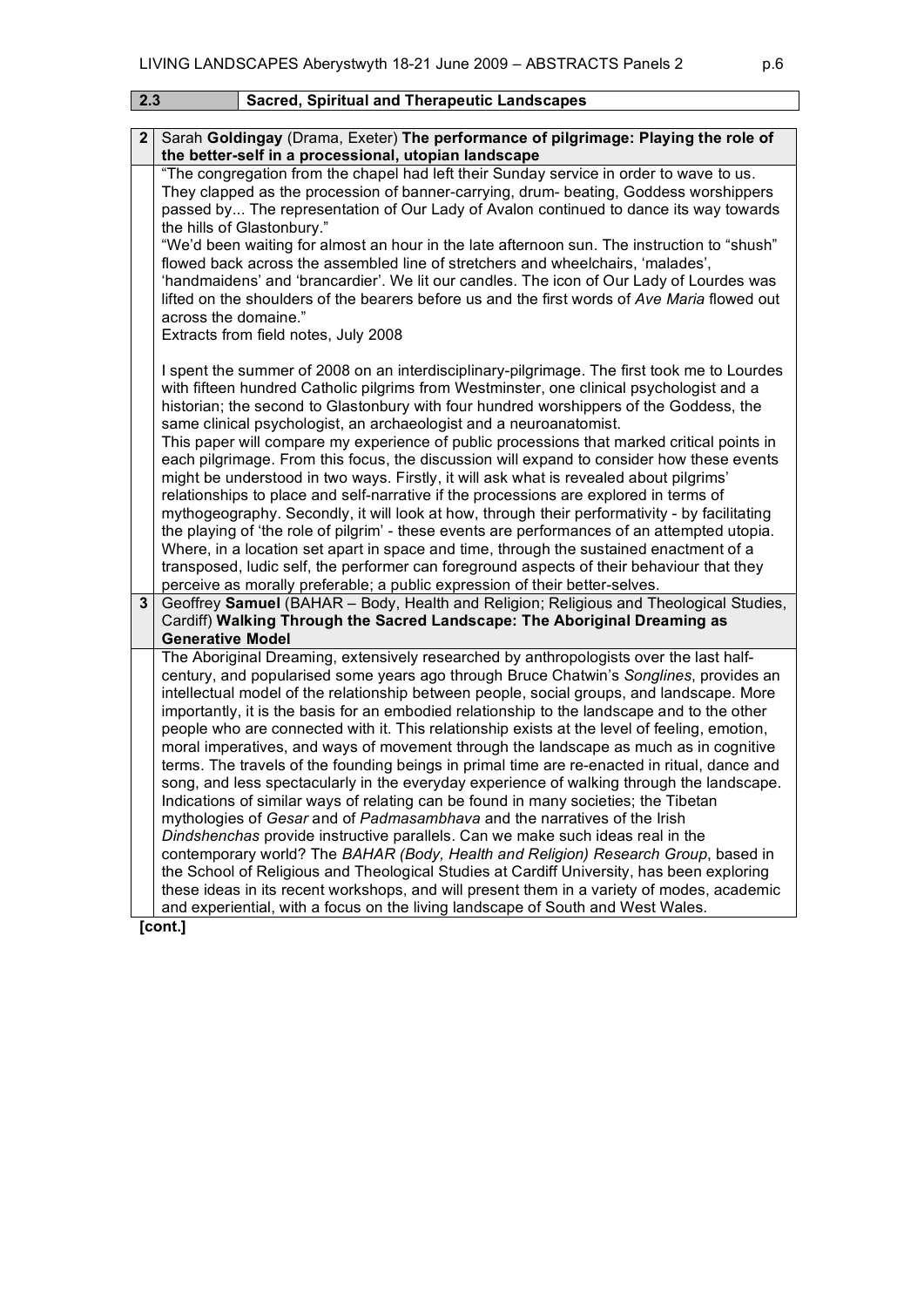## 2.3 Sacred, Spiritual and Therapeutic Landscapes

**2** Sarah **Goldingay** (Drama, Exeter) **The performance of pilgrimage: Playing the role of the better-self in a processional, utopian landscape**

"The congregation from the chapel had left their Sunday service in order to wave to us. They clapped as the procession of banner-carrying, drum- beating, Goddess worshippers passed by... The representation of Our Lady of Avalon continued to dance its way towards the hills of Glastonbury."

"We'd been waiting for almost an hour in the late afternoon sun. The instruction to "shush" flowed back across the assembled line of stretchers and wheelchairs, 'malades', 'handmaidens' and 'brancardier'. We lit our candles. The icon of Our Lady of Lourdes was lifted on the shoulders of the bearers before us and the first words of *Ave Maria* flowed out across the domaine."

Extracts from field notes, July 2008

I spent the summer of 2008 on an interdisciplinary-pilgrimage. The first took me to Lourdes with fifteen hundred Catholic pilgrims from Westminster, one clinical psychologist and a historian; the second to Glastonbury with four hundred worshippers of the Goddess, the same clinical psychologist, an archaeologist and a neuroanatomist.

This paper will compare my experience of public processions that marked critical points in each pilgrimage. From this focus, the discussion will expand to consider how these events might be understood in two ways. Firstly, it will ask what is revealed about pilgrims' relationships to place and self-narrative if the processions are explored in terms of mythogeography. Secondly, it will look at how, through their performativity - by facilitating the playing of 'the role of pilgrim' - these events are performances of an attempted utopia. Where, in a location set apart in space and time, through the sustained enactment of a transposed, ludic self, the performer can foreground aspects of their behaviour that they perceive as morally preferable; a public expression of their better-selves.

**3** Geoffrey **Samuel** (BAHAR – Body, Health and Religion; Religious and Theological Studies, Cardiff) **Walking Through the Sacred Landscape: The Aboriginal Dreaming as Generative Model**

The Aboriginal Dreaming, extensively researched by anthropologists over the last half-century, and popularised some years ago through Bruce Chatwin's *Songlines*, provides an intellectual model of the relationship between people, social groups, and landscape. More importantly, it is the basis for an embodied relationship to the landscape and to the other people who are connected with it. This relationship exists at the level of feeling, emotion, moral imperatives, and ways of movement through the landscape as much as in cognitive terms. The travels of the founding beings in primal time are re-enacted in ritual, dance and song, and less spectacularly in the everyday experience of walking through the landscape. Indications of similar ways of relating can be found in many societies; the Tibetan mythologies of *Gesar* and of *Padmasambhava* and the narratives of the Irish *Dindshenchas* provide instructive parallels. Can we make such ideas real in the contemporary world? The *BAHAR (Body, Health and Religion) Research Group*, based in the School of Religious and Theological Studies at Cardiff University, has been exploring these ideas in its recent workshops, and will present them in a variety of modes, academic and experiential, with a focus on the living landscape of South and West Wales.

**[cont.]**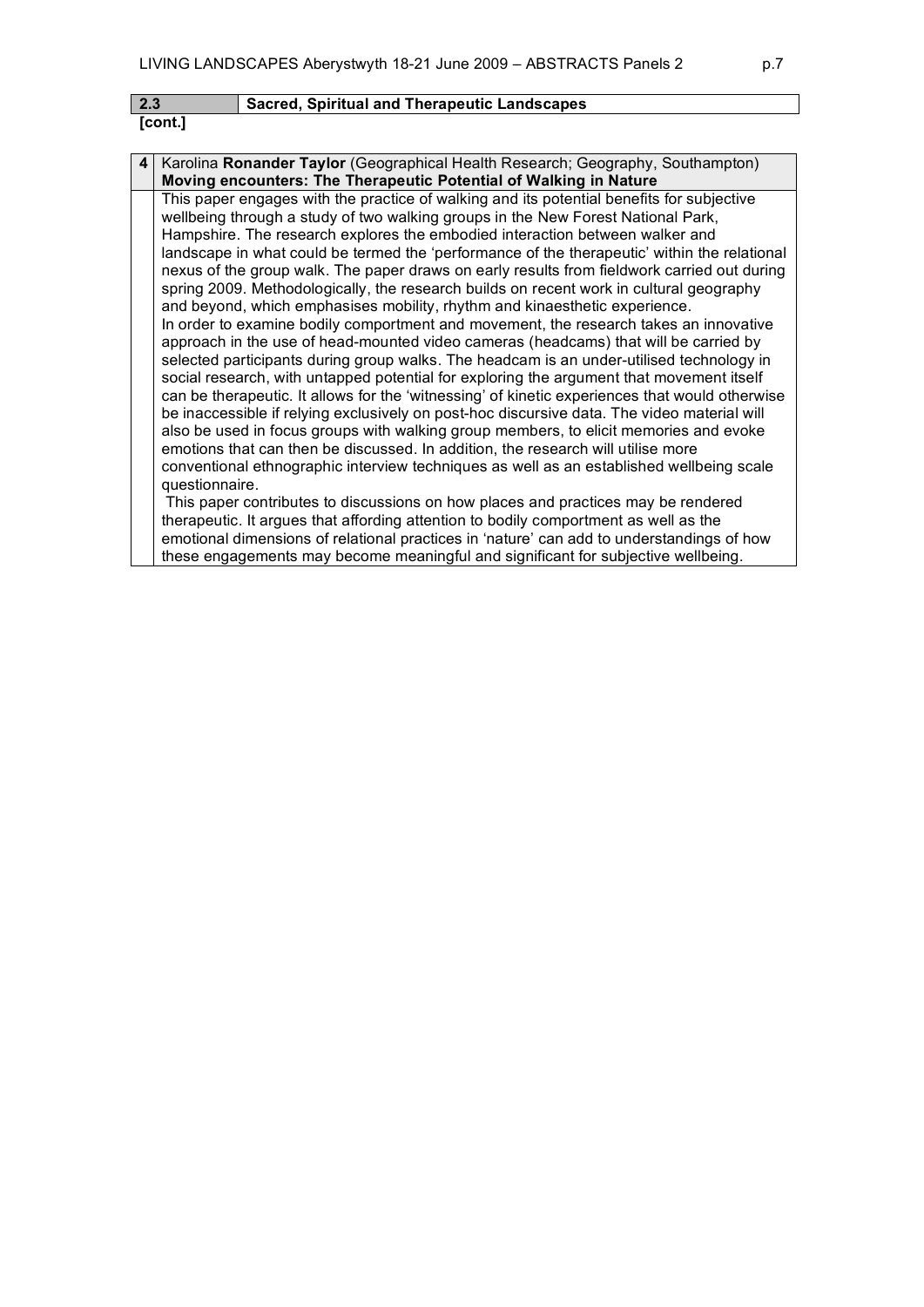## 2.3 Sacred, Spiritual and Therapeutic Landscapes

**[cont.]**

**4** Karolina **Ronander Taylor** (Geographical Health Research; Geography, Southampton)

**Moving encounters: The Therapeutic Potential of Walking in Nature**

This paper engages with the practice of walking and its potential benefits for subjective wellbeing through a study of two walking groups in the New Forest National Park, Hampshire. The research explores the embodied interaction between walker and landscape in what could be termed the 'performance of the therapeutic' within the relational nexus of the group walk. The paper draws on early results from fieldwork carried out during spring 2009. Methodologically, the research builds on recent work in cultural geography and beyond, which emphasises mobility, rhythm and kinaesthetic experience.

In order to examine bodily comportment and movement, the research takes an innovative approach in the use of head-mounted video cameras (headcams) that will be carried by selected participants during group walks. The headcam is an under-utilised technology in social research, with untapped potential for exploring the argument that movement itself can be therapeutic. It allows for the 'witnessing' of kinetic experiences that would otherwise be inaccessible if relying exclusively on post-hoc discursive data. The video material will also be used in focus groups with walking group members, to elicit memories and evoke emotions that can then be discussed. In addition, the research will utilise more conventional ethnographic interview techniques as well as an established wellbeing scale questionnaire.

This paper contributes to discussions on how places and practices may be rendered therapeutic. It argues that affording attention to bodily comportment as well as the emotional dimensions of relational practices in 'nature' can add to understandings of how these engagements may become meaningful and significant for subjective wellbeing.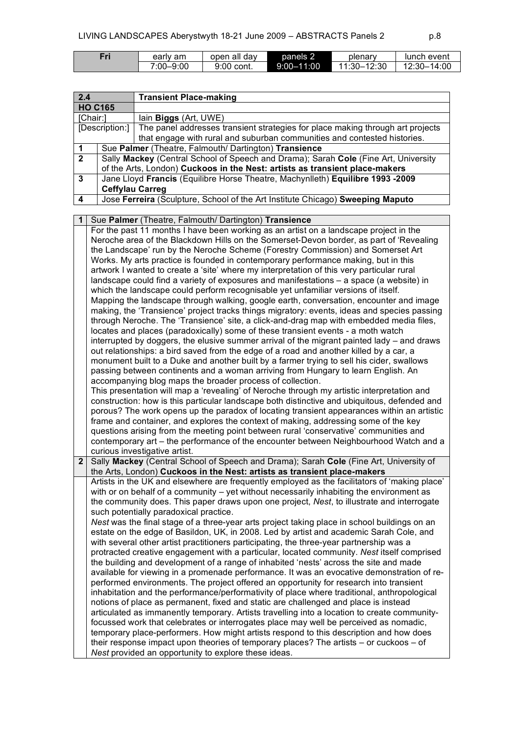| Fri | early am | open all day | panels 2 | plenary | lunch event |
|---|---|---|---|---|---|
| | 7:00–9:00 | 9:00 cont. | 9:00–11:00 | 11:30–12:30 | 12:30–14:00 |

| 2.4 | Transient Place-making |
|---|---|
| HO C165 | |
| [Chair:] | Iain **Biggs** (Art, UWE) |
| [Description:] | The panel addresses transient strategies for place making through art projects that engage with rural and suburban communities and contested histories. |
| 1 | Sue **Palmer** (Theatre, Falmouth/ Dartington) **Transience** |
| 2 | Sally **Mackey** (Central School of Speech and Drama); Sarah **Cole** (Fine Art, University of the Arts, London) **Cuckoos in the Nest: artists as transient place-makers** |
| 3 | Jane Lloyd **Francis** (Equilibre Horse Theatre, Machynlleth) **Equilibre 1993 -2009 Ceffylau Carreg** |
| 4 | Jose **Ferreira** (Sculpture, School of the Art Institute Chicago) **Sweeping Maputo** |

**1** Sue **Palmer** (Theatre, Falmouth/ Dartington) **Transience**

For the past 11 months I have been working as an artist on a landscape project in the Neroche area of the Blackdown Hills on the Somerset-Devon border, as part of 'Revealing the Landscape' run by the Neroche Scheme (Forestry Commission) and Somerset Art Works. My arts practice is founded in contemporary performance making, but in this artwork I wanted to create a 'site' where my interpretation of this very particular rural landscape could find a variety of exposures and manifestations – a space (a website) in which the landscape could perform recognisable yet unfamiliar versions of itself.

Mapping the landscape through walking, google earth, conversation, encounter and image making, the 'Transience' project tracks things migratory: events, ideas and species passing through Neroche. The 'Transience' site, a click-and-drag map with embedded media files, locates and places (paradoxically) some of these transient events - a moth watch interrupted by doggers, the elusive summer arrival of the migrant painted lady – and draws out relationships: a bird saved from the edge of a road and another killed by a car, a monument built to a Duke and another built by a farmer trying to sell his cider, swallows passing between continents and a woman arriving from Hungary to learn English. An accompanying blog maps the broader process of collection.

This presentation will map a 'revealing' of Neroche through my artistic interpretation and construction: how is this particular landscape both distinctive and ubiquitous, defended and porous? The work opens up the paradox of locating transient appearances within an artistic frame and container, and explores the context of making, addressing some of the key questions arising from the meeting point between rural 'conservative' communities and contemporary art – the performance of the encounter between Neighbourhood Watch and a curious investigative artist.

**2** Sally **Mackey** (Central School of Speech and Drama); Sarah **Cole** (Fine Art, University of the Arts, London) **Cuckoos in the Nest: artists as transient place-makers**

Artists in the UK and elsewhere are frequently employed as the facilitators of 'making place' with or on behalf of a community – yet without necessarily inhabiting the environment as the community does. This paper draws upon one project, *Nest*, to illustrate and interrogate such potentially paradoxical practice.

*Nest* was the final stage of a three-year arts project taking place in school buildings on an estate on the edge of Basildon, UK, in 2008. Led by artist and academic Sarah Cole, and with several other artist practitioners participating, the three-year partnership was a protracted creative engagement with a particular, located community. *Nest* itself comprised the building and development of a range of inhabited 'nests' across the site and made available for viewing in a promenade performance. It was an evocative demonstration of re-performed environments. The project offered an opportunity for research into transient inhabitation and the performance/performativity of place where traditional, anthropological notions of place as permanent, fixed and static are challenged and place is instead articulated as immanently temporary. Artists travelling into a location to create community-focussed work that celebrates or interrogates place may well be perceived as nomadic, temporary place-performers. How might artists respond to this description and how does their response impact upon theories of temporary places? The artists – or cuckoos – of *Nest* provided an opportunity to explore these ideas.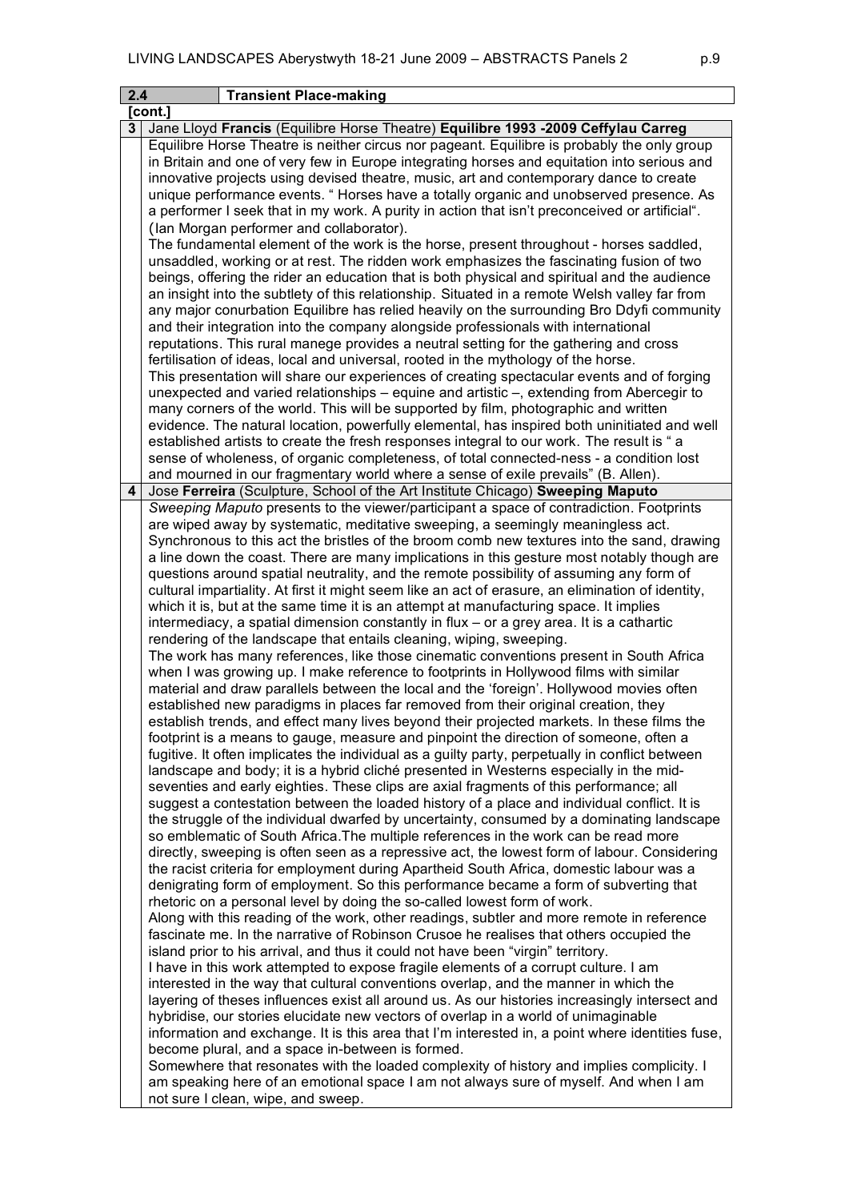## 2.4 Transient Place-making

[cont.]

### 3 Jane Lloyd **Francis** (Equilibre Horse Theatre) **Equilibre 1993 -2009 Ceffylau Carreg**

Equilibre Horse Theatre is neither circus nor pageant. Equilibre is probably the only group in Britain and one of very few in Europe integrating horses and equitation into serious and innovative projects using devised theatre, music, art and contemporary dance to create unique performance events. " Horses have a totally organic and unobserved presence. As a performer I seek that in my work. A purity in action that isn't preconceived or artificial". (Ian Morgan performer and collaborator).

The fundamental element of the work is the horse, present throughout - horses saddled, unsaddled, working or at rest. The ridden work emphasizes the fascinating fusion of two beings, offering the rider an education that is both physical and spiritual and the audience an insight into the subtlety of this relationship. Situated in a remote Welsh valley far from any major conurbation Equilibre has relied heavily on the surrounding Bro Ddyfi community and their integration into the company alongside professionals with international reputations. This rural manege provides a neutral setting for the gathering and cross fertilisation of ideas, local and universal, rooted in the mythology of the horse.

This presentation will share our experiences of creating spectacular events and of forging unexpected and varied relationships – equine and artistic –, extending from Abercegir to many corners of the world. This will be supported by film, photographic and written evidence. The natural location, powerfully elemental, has inspired both uninitiated and well established artists to create the fresh responses integral to our work. The result is " a sense of wholeness, of organic completeness, of total connected-ness - a condition lost and mourned in our fragmentary world where a sense of exile prevails" (B. Allen).

### 4 Jose **Ferreira** (Sculpture, School of the Art Institute Chicago) **Sweeping Maputo**

*Sweeping Maputo* presents to the viewer/participant a space of contradiction. Footprints are wiped away by systematic, meditative sweeping, a seemingly meaningless act. Synchronous to this act the bristles of the broom comb new textures into the sand, drawing a line down the coast. There are many implications in this gesture most notably though are questions around spatial neutrality, and the remote possibility of assuming any form of cultural impartiality. At first it might seem like an act of erasure, an elimination of identity, which it is, but at the same time it is an attempt at manufacturing space. It implies intermediacy, a spatial dimension constantly in flux – or a grey area. It is a cathartic rendering of the landscape that entails cleaning, wiping, sweeping.

The work has many references, like those cinematic conventions present in South Africa when I was growing up. I make reference to footprints in Hollywood films with similar material and draw parallels between the local and the 'foreign'. Hollywood movies often established new paradigms in places far removed from their original creation, they establish trends, and effect many lives beyond their projected markets. In these films the footprint is a means to gauge, measure and pinpoint the direction of someone, often a fugitive. It often implicates the individual as a guilty party, perpetually in conflict between landscape and body; it is a hybrid cliché presented in Westerns especially in the mid-seventies and early eighties. These clips are axial fragments of this performance; all suggest a contestation between the loaded history of a place and individual conflict. It is the struggle of the individual dwarfed by uncertainty, consumed by a dominating landscape so emblematic of South Africa.The multiple references in the work can be read more directly, sweeping is often seen as a repressive act, the lowest form of labour. Considering the racist criteria for employment during Apartheid South Africa, domestic labour was a denigrating form of employment. So this performance became a form of subverting that rhetoric on a personal level by doing the so-called lowest form of work.

Along with this reading of the work, other readings, subtler and more remote in reference fascinate me. In the narrative of Robinson Crusoe he realises that others occupied the island prior to his arrival, and thus it could not have been "virgin" territory.

I have in this work attempted to expose fragile elements of a corrupt culture. I am interested in the way that cultural conventions overlap, and the manner in which the layering of theses influences exist all around us. As our histories increasingly intersect and hybridise, our stories elucidate new vectors of overlap in a world of unimaginable information and exchange. It is this area that I'm interested in, a point where identities fuse, become plural, and a space in-between is formed.

Somewhere that resonates with the loaded complexity of history and implies complicity. I am speaking here of an emotional space I am not always sure of myself. And when I am not sure I clean, wipe, and sweep.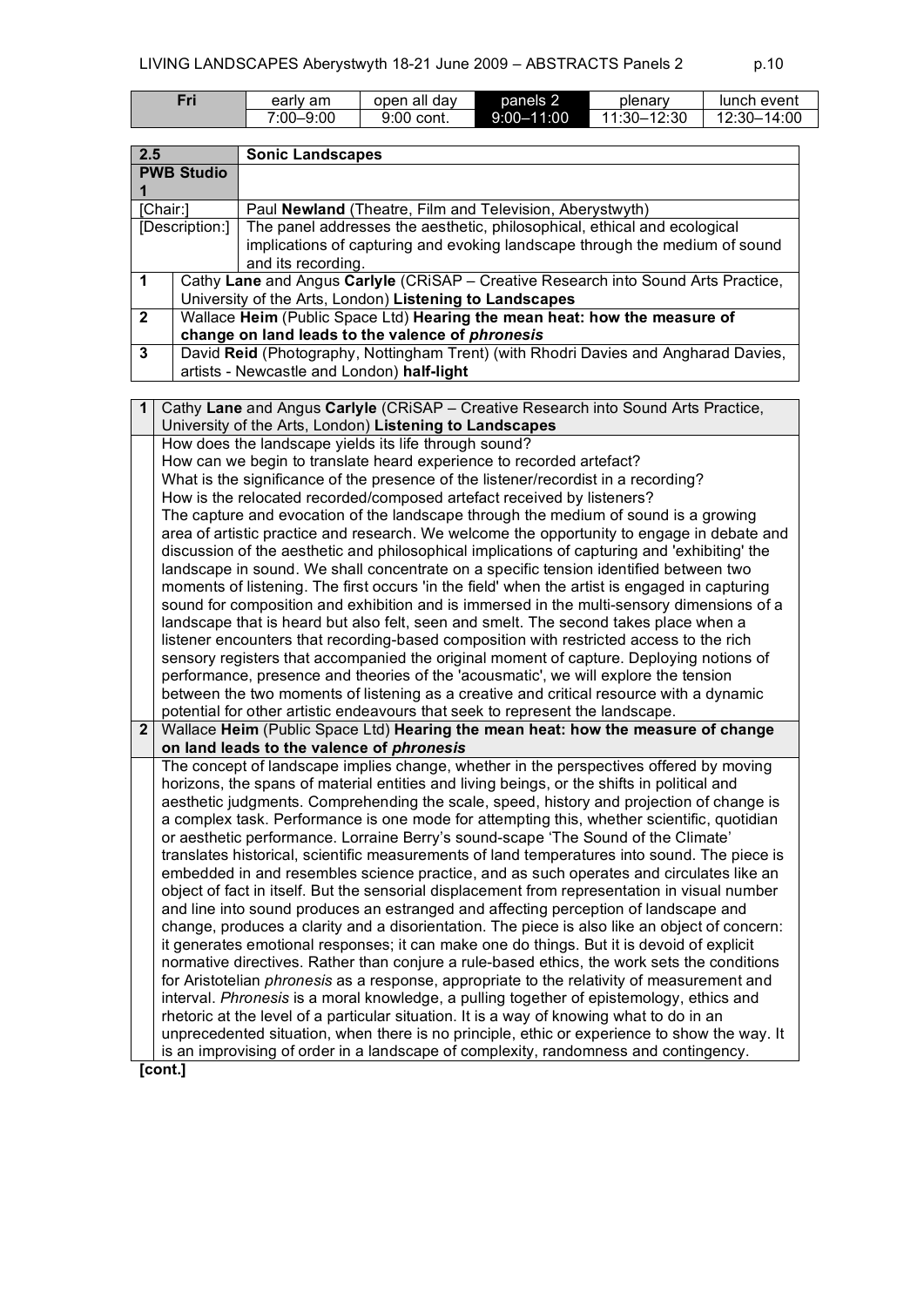| Fri | early am | open all day | panels 2 | plenary | lunch event |
|---|---|---|---|---|---|
| | 7:00–9:00 | 9:00 cont. | 9:00–11:00 | 11:30–12:30 | 12:30–14:00 |

| 2.5 | Sonic Landscapes |
|---|---|
| **PWB Studio 1** | |
| [Chair:] | Paul **Newland** (Theatre, Film and Television, Aberystwyth) |
| [Description:] | The panel addresses the aesthetic, philosophical, ethical and ecological implications of capturing and evoking landscape through the medium of sound and its recording. |
| **1** | Cathy **Lane** and Angus **Carlyle** (CRiSAP – Creative Research into Sound Arts Practice, University of the Arts, London) **Listening to Landscapes** |
| **2** | Wallace **Heim** (Public Space Ltd) **Hearing the mean heat: how the measure of change on land leads to the valence of *phronesis*** |
| **3** | David **Reid** (Photography, Nottingham Trent) (with Rhodri Davies and Angharad Davies, artists - Newcastle and London) **half-light** |

**1** Cathy **Lane** and Angus **Carlyle** (CRiSAP – Creative Research into Sound Arts Practice, University of the Arts, London) **Listening to Landscapes**

How does the landscape yields its life through sound?
How can we begin to translate heard experience to recorded artefact?
What is the significance of the presence of the listener/recordist in a recording?
How is the relocated recorded/composed artefact received by listeners?
The capture and evocation of the landscape through the medium of sound is a growing area of artistic practice and research. We welcome the opportunity to engage in debate and discussion of the aesthetic and philosophical implications of capturing and 'exhibiting' the landscape in sound. We shall concentrate on a specific tension identified between two moments of listening. The first occurs 'in the field' when the artist is engaged in capturing sound for composition and exhibition and is immersed in the multi-sensory dimensions of a landscape that is heard but also felt, seen and smelt. The second takes place when a listener encounters that recording-based composition with restricted access to the rich sensory registers that accompanied the original moment of capture. Deploying notions of performance, presence and theories of the 'acousmatic', we will explore the tension between the two moments of listening as a creative and critical resource with a dynamic potential for other artistic endeavours that seek to represent the landscape.

**2** Wallace **Heim** (Public Space Ltd) **Hearing the mean heat: how the measure of change on land leads to the valence of *phronesis***

The concept of landscape implies change, whether in the perspectives offered by moving horizons, the spans of material entities and living beings, or the shifts in political and aesthetic judgments. Comprehending the scale, speed, history and projection of change is a complex task. Performance is one mode for attempting this, whether scientific, quotidian or aesthetic performance. Lorraine Berry's sound-scape 'The Sound of the Climate' translates historical, scientific measurements of land temperatures into sound. The piece is embedded in and resembles science practice, and as such operates and circulates like an object of fact in itself. But the sensorial displacement from representation in visual number and line into sound produces an estranged and affecting perception of landscape and change, produces a clarity and a disorientation. The piece is also like an object of concern: it generates emotional responses; it can make one do things. But it is devoid of explicit normative directives. Rather than conjure a rule-based ethics, the work sets the conditions for Aristotelian *phronesis* as a response, appropriate to the relativity of measurement and interval. *Phronesis* is a moral knowledge, a pulling together of epistemology, ethics and rhetoric at the level of a particular situation. It is a way of knowing what to do in an unprecedented situation, when there is no principle, ethic or experience to show the way. It is an improvising of order in a landscape of complexity, randomness and contingency.

**[cont.]**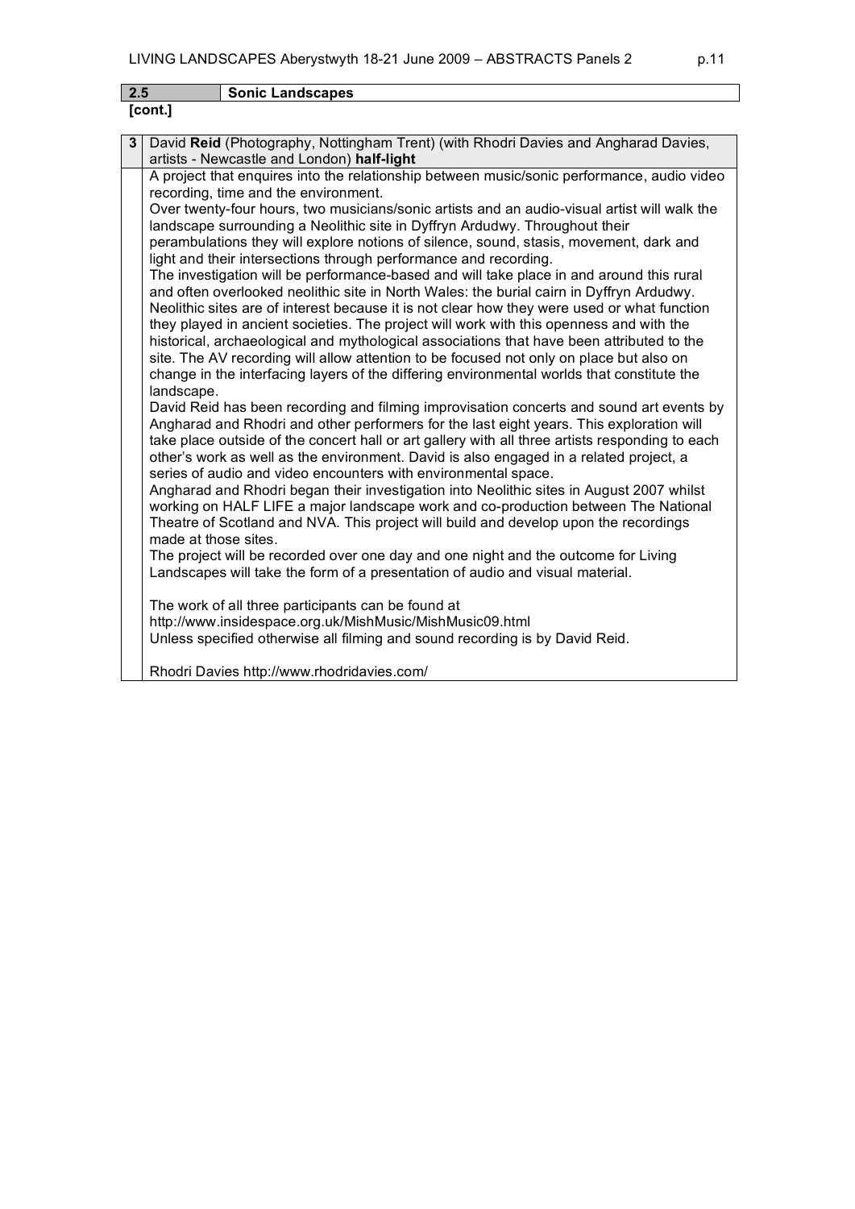## 2.5 Sonic Landscapes

**[cont.]**

### 3 David **Reid** (Photography, Nottingham Trent) (with Rhodri Davies and Angharad Davies, artists - Newcastle and London) **half-light**

A project that enquires into the relationship between music/sonic performance, audio video recording, time and the environment.

Over twenty-four hours, two musicians/sonic artists and an audio-visual artist will walk the landscape surrounding a Neolithic site in Dyffryn Ardudwy. Throughout their perambulations they will explore notions of silence, sound, stasis, movement, dark and light and their intersections through performance and recording.

The investigation will be performance-based and will take place in and around this rural and often overlooked neolithic site in North Wales: the burial cairn in Dyffryn Ardudwy. Neolithic sites are of interest because it is not clear how they were used or what function they played in ancient societies. The project will work with this openness and with the historical, archaeological and mythological associations that have been attributed to the site. The AV recording will allow attention to be focused not only on place but also on change in the interfacing layers of the differing environmental worlds that constitute the landscape.

David Reid has been recording and filming improvisation concerts and sound art events by Angharad and Rhodri and other performers for the last eight years. This exploration will take place outside of the concert hall or art gallery with all three artists responding to each other's work as well as the environment. David is also engaged in a related project, a series of audio and video encounters with environmental space.

Angharad and Rhodri began their investigation into Neolithic sites in August 2007 whilst working on HALF LIFE a major landscape work and co-production between The National Theatre of Scotland and NVA. This project will build and develop upon the recordings made at those sites.

The project will be recorded over one day and one night and the outcome for Living Landscapes will take the form of a presentation of audio and visual material.

The work of all three participants can be found at
http://www.insidespace.org.uk/MishMusic/MishMusic09.html
Unless specified otherwise all filming and sound recording is by David Reid.

Rhodri Davies http://www.rhodridavies.com/